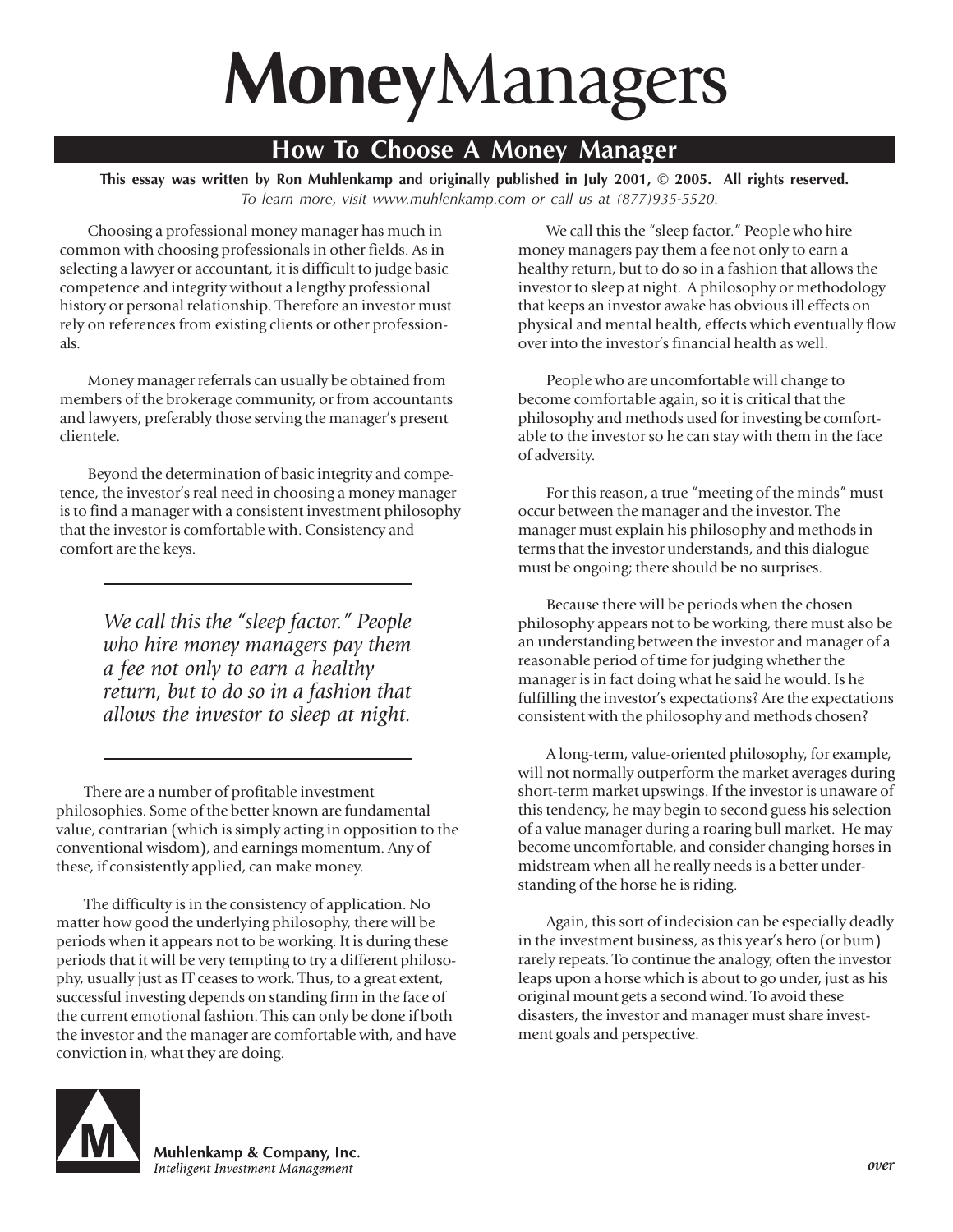# MoneyManagers

## How To Choose A Money Manager

**This essay was written by Ron Muhlenkamp and originally published in July 2001, © 2005. All rights reserved.**
*To learn more, visit www.muhlenkamp.com or call us at (877)935-5520.*

Choosing a professional money manager has much in common with choosing professionals in other fields. As in selecting a lawyer or accountant, it is difficult to judge basic competence and integrity without a lengthy professional history or personal relationship. Therefore an investor must rely on references from existing clients or other professionals.

Money manager referrals can usually be obtained from members of the brokerage community, or from accountants and lawyers, preferably those serving the manager's present clientele.

Beyond the determination of basic integrity and competence, the investor's real need in choosing a money manager is to find a manager with a consistent investment philosophy that the investor is comfortable with. Consistency and comfort are the keys.

> *We call this the "sleep factor." People who hire money managers pay them a fee not only to earn a healthy return, but to do so in a fashion that allows the investor to sleep at night.*

There are a number of profitable investment philosophies. Some of the better known are fundamental value, contrarian (which is simply acting in opposition to the conventional wisdom), and earnings momentum. Any of these, if consistently applied, can make money.

The difficulty is in the consistency of application. No matter how good the underlying philosophy, there will be periods when it appears not to be working. It is during these periods that it will be very tempting to try a different philosophy, usually just as IT ceases to work. Thus, to a great extent, successful investing depends on standing firm in the face of the current emotional fashion. This can only be done if both the investor and the manager are comfortable with, and have conviction in, what they are doing.

We call this the "sleep factor." People who hire money managers pay them a fee not only to earn a healthy return, but to do so in a fashion that allows the investor to sleep at night. A philosophy or methodology that keeps an investor awake has obvious ill effects on physical and mental health, effects which eventually flow over into the investor's financial health as well.

People who are uncomfortable will change to become comfortable again, so it is critical that the philosophy and methods used for investing be comfortable to the investor so he can stay with them in the face of adversity.

For this reason, a true "meeting of the minds" must occur between the manager and the investor. The manager must explain his philosophy and methods in terms that the investor understands, and this dialogue must be ongoing; there should be no surprises.

Because there will be periods when the chosen philosophy appears not to be working, there must also be an understanding between the investor and manager of a reasonable period of time for judging whether the manager is in fact doing what he said he would. Is he fulfilling the investor's expectations? Are the expectations consistent with the philosophy and methods chosen?

A long-term, value-oriented philosophy, for example, will not normally outperform the market averages during short-term market upswings. If the investor is unaware of this tendency, he may begin to second guess his selection of a value manager during a roaring bull market. He may become uncomfortable, and consider changing horses in midstream when all he really needs is a better understanding of the horse he is riding.

Again, this sort of indecision can be especially deadly in the investment business, as this year's hero (or bum) rarely repeats. To continue the analogy, often the investor leaps upon a horse which is about to go under, just as his original mount gets a second wind. To avoid these disasters, the investor and manager must share investment goals and perspective.

**Muhlenkamp & Company, Inc.**
*Intelligent Investment Management*

***over***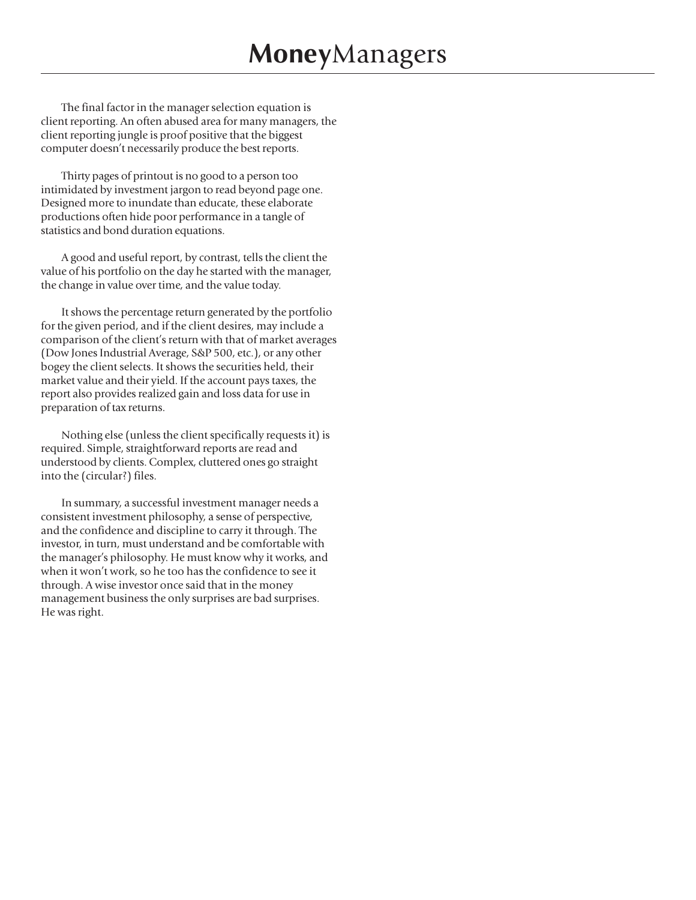The final factor in the manager selection equation is client reporting. An often abused area for many managers, the client reporting jungle is proof positive that the biggest computer doesn't necessarily produce the best reports.

Thirty pages of printout is no good to a person too intimidated by investment jargon to read beyond page one. Designed more to inundate than educate, these elaborate productions often hide poor performance in a tangle of statistics and bond duration equations.

A good and useful report, by contrast, tells the client the value of his portfolio on the day he started with the manager, the change in value over time, and the value today.

It shows the percentage return generated by the portfolio for the given period, and if the client desires, may include a comparison of the client's return with that of market averages (Dow Jones Industrial Average, S&P 500, etc.), or any other bogey the client selects. It shows the securities held, their market value and their yield. If the account pays taxes, the report also provides realized gain and loss data for use in preparation of tax returns.

Nothing else (unless the client specifically requests it) is required. Simple, straightforward reports are read and understood by clients. Complex, cluttered ones go straight into the (circular?) files.

In summary, a successful investment manager needs a consistent investment philosophy, a sense of perspective, and the confidence and discipline to carry it through. The investor, in turn, must understand and be comfortable with the manager's philosophy. He must know why it works, and when it won't work, so he too has the confidence to see it through. A wise investor once said that in the money management business the only surprises are bad surprises. He was right.